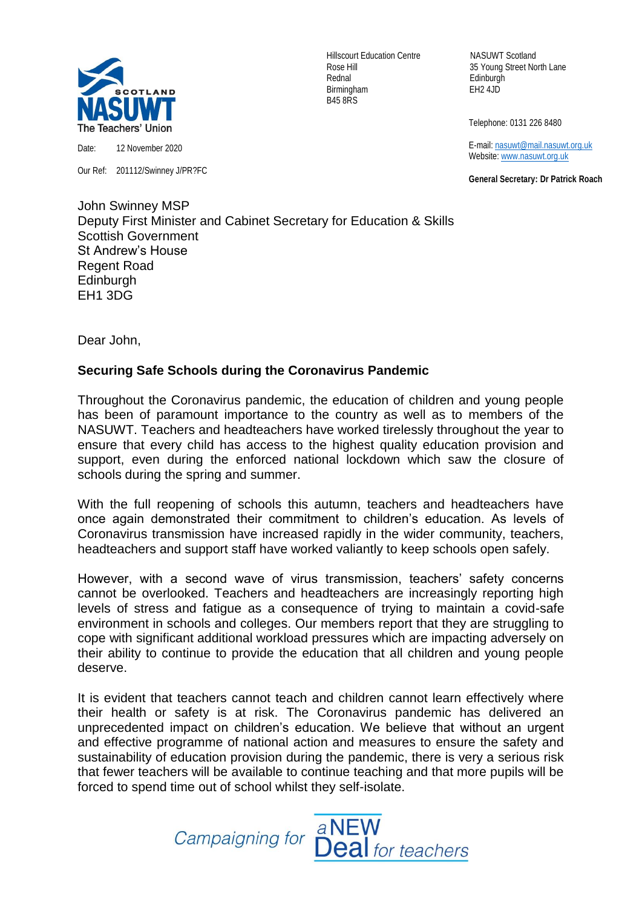NASUWT Scotland
The Teachers' Union

Hillscourt Education Centre
Rose Hill
Rednal
Birmingham
B45 8RS

NASUWT Scotland
35 Young Street North Lane
Edinburgh
EH2 4JD

Telephone: 0131 226 8480

E-mail: nasuwt@mail.nasuwt.org.uk
Website: www.nasuwt.org.uk

**General Secretary: Dr Patrick Roach**

Date: 12 November 2020

Our Ref: 201112/Swinney J/PR?FC

John Swinney MSP
Deputy First Minister and Cabinet Secretary for Education & Skills
Scottish Government
St Andrew's House
Regent Road
Edinburgh
EH1 3DG

Dear John,

**Securing Safe Schools during the Coronavirus Pandemic**

Throughout the Coronavirus pandemic, the education of children and young people has been of paramount importance to the country as well as to members of the NASUWT. Teachers and headteachers have worked tirelessly throughout the year to ensure that every child has access to the highest quality education provision and support, even during the enforced national lockdown which saw the closure of schools during the spring and summer.

With the full reopening of schools this autumn, teachers and headteachers have once again demonstrated their commitment to children's education. As levels of Coronavirus transmission have increased rapidly in the wider community, teachers, headteachers and support staff have worked valiantly to keep schools open safely.

However, with a second wave of virus transmission, teachers' safety concerns cannot be overlooked. Teachers and headteachers are increasingly reporting high levels of stress and fatigue as a consequence of trying to maintain a covid-safe environment in schools and colleges. Our members report that they are struggling to cope with significant additional workload pressures which are impacting adversely on their ability to continue to provide the education that all children and young people deserve.

It is evident that teachers cannot teach and children cannot learn effectively where their health or safety is at risk. The Coronavirus pandemic has delivered an unprecedented impact on children's education. We believe that without an urgent and effective programme of national action and measures to ensure the safety and sustainability of education provision during the pandemic, there is very a serious risk that fewer teachers will be available to continue teaching and that more pupils will be forced to spend time out of school whilst they self-isolate.

*Campaigning for a NEW Deal for teachers*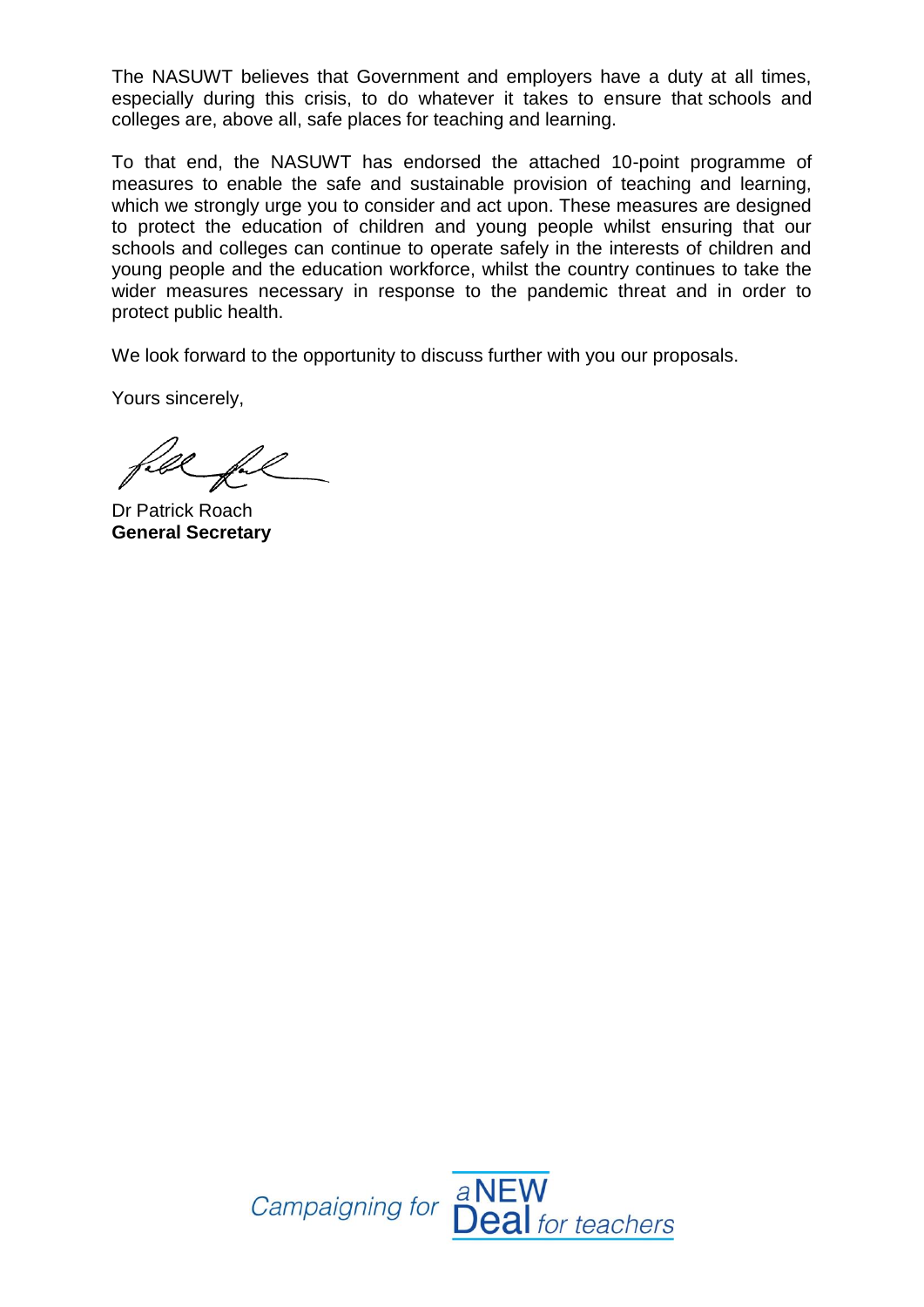The NASUWT believes that Government and employers have a duty at all times, especially during this crisis, to do whatever it takes to ensure that schools and colleges are, above all, safe places for teaching and learning.

To that end, the NASUWT has endorsed the attached 10-point programme of measures to enable the safe and sustainable provision of teaching and learning, which we strongly urge you to consider and act upon. These measures are designed to protect the education of children and young people whilst ensuring that our schools and colleges can continue to operate safely in the interests of children and young people and the education workforce, whilst the country continues to take the wider measures necessary in response to the pandemic threat and in order to protect public health.

We look forward to the opportunity to discuss further with you our proposals.

Yours sincerely,

Dr Patrick Roach
**General Secretary**

*Campaigning for a NEW Deal for teachers*